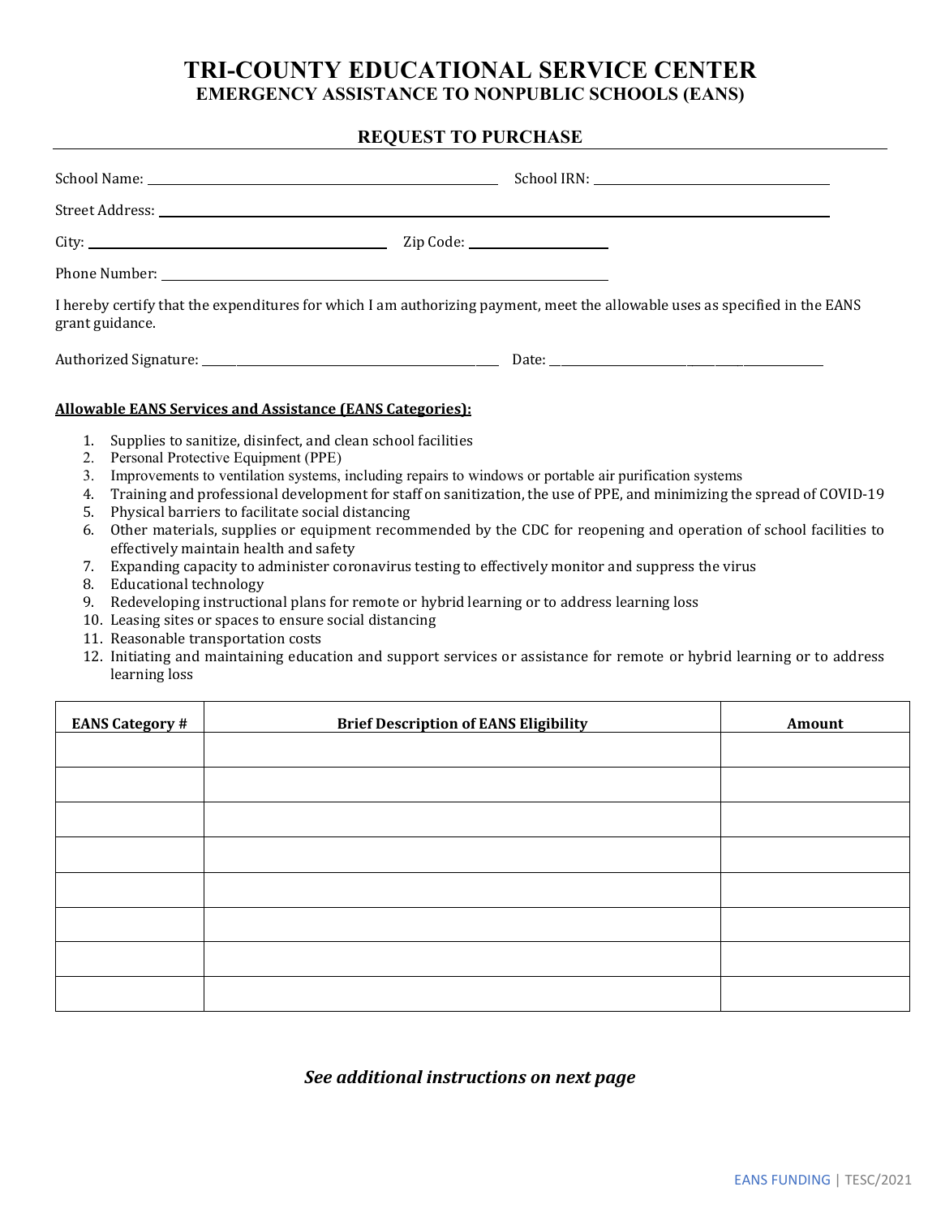# TRI-COUNTY EDUCATIONAL SERVICE CENTER

## EMERGENCY ASSISTANCE TO NONPUBLIC SCHOOLS (EANS)

### REQUEST TO PURCHASE

School Name: ______________________________ School IRN: ______________________

Street Address: ____________________________________________________________

City: ____________________________ Zip Code: ______________

Phone Number: ______________________________________

I hereby certify that the expenditures for which I am authorizing payment, meet the allowable uses as specified in the EANS grant guidance.

Authorized Signature: ______________________________ Date: ______________________________

**Allowable EANS Services and Assistance (EANS Categories):**

1. Supplies to sanitize, disinfect, and clean school facilities
2. Personal Protective Equipment (PPE)
3. Improvements to ventilation systems, including repairs to windows or portable air purification systems
4. Training and professional development for staff on sanitization, the use of PPE, and minimizing the spread of COVID-19
5. Physical barriers to facilitate social distancing
6. Other materials, supplies or equipment recommended by the CDC for reopening and operation of school facilities to effectively maintain health and safety
7. Expanding capacity to administer coronavirus testing to effectively monitor and suppress the virus
8. Educational technology
9. Redeveloping instructional plans for remote or hybrid learning or to address learning loss
10. Leasing sites or spaces to ensure social distancing
11. Reasonable transportation costs
12. Initiating and maintaining education and support services or assistance for remote or hybrid learning or to address learning loss

| EANS Category # | Brief Description of EANS Eligibility | Amount |
|---|---|---|
| | | |
| | | |
| | | |
| | | |
| | | |
| | | |
| | | |
| | | |

***See additional instructions on next page***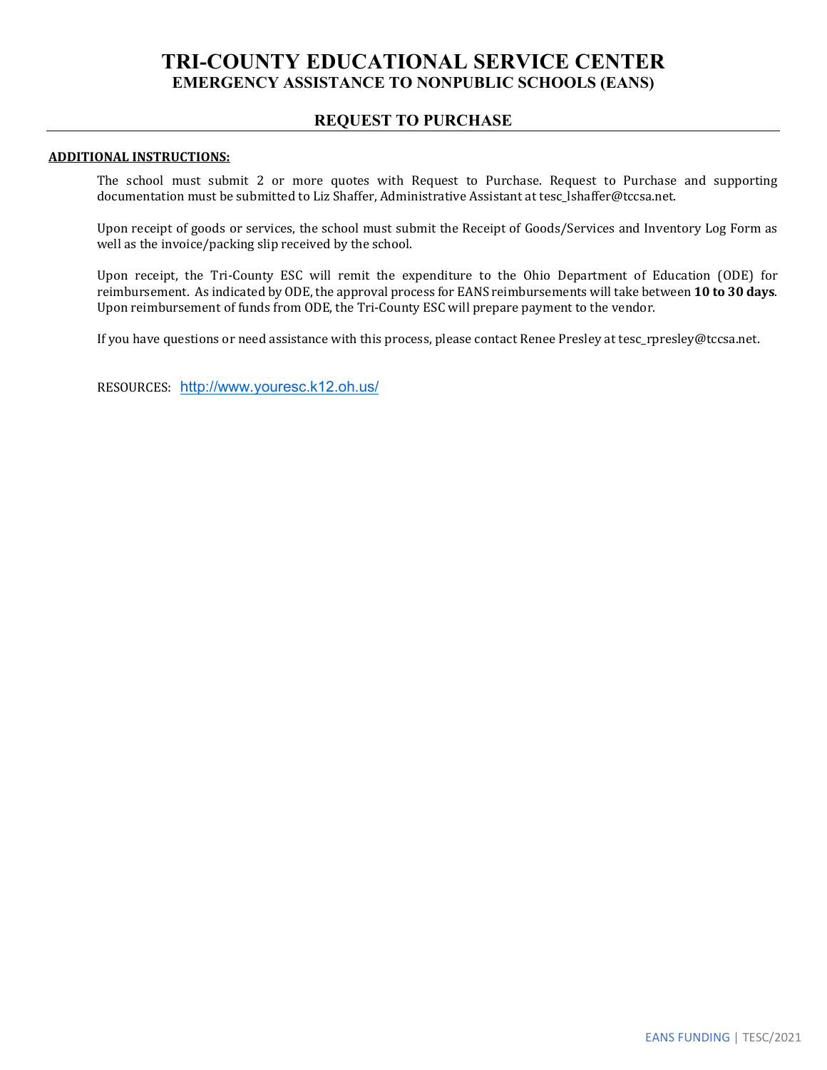# TRI-COUNTY EDUCATIONAL SERVICE CENTER
## EMERGENCY ASSISTANCE TO NONPUBLIC SCHOOLS (EANS)

## REQUEST TO PURCHASE

**ADDITIONAL INSTRUCTIONS:**

The school must submit 2 or more quotes with Request to Purchase. Request to Purchase and supporting documentation must be submitted to Liz Shaffer, Administrative Assistant at tesc_lshaffer@tccsa.net.

Upon receipt of goods or services, the school must submit the Receipt of Goods/Services and Inventory Log Form as well as the invoice/packing slip received by the school.

Upon receipt, the Tri-County ESC will remit the expenditure to the Ohio Department of Education (ODE) for reimbursement. As indicated by ODE, the approval process for EANS reimbursements will take between **10 to 30 days**. Upon reimbursement of funds from ODE, the Tri-County ESC will prepare payment to the vendor.

If you have questions or need assistance with this process, please contact Renee Presley at tesc_rpresley@tccsa.net.

RESOURCES: http://www.youresc.k12.oh.us/